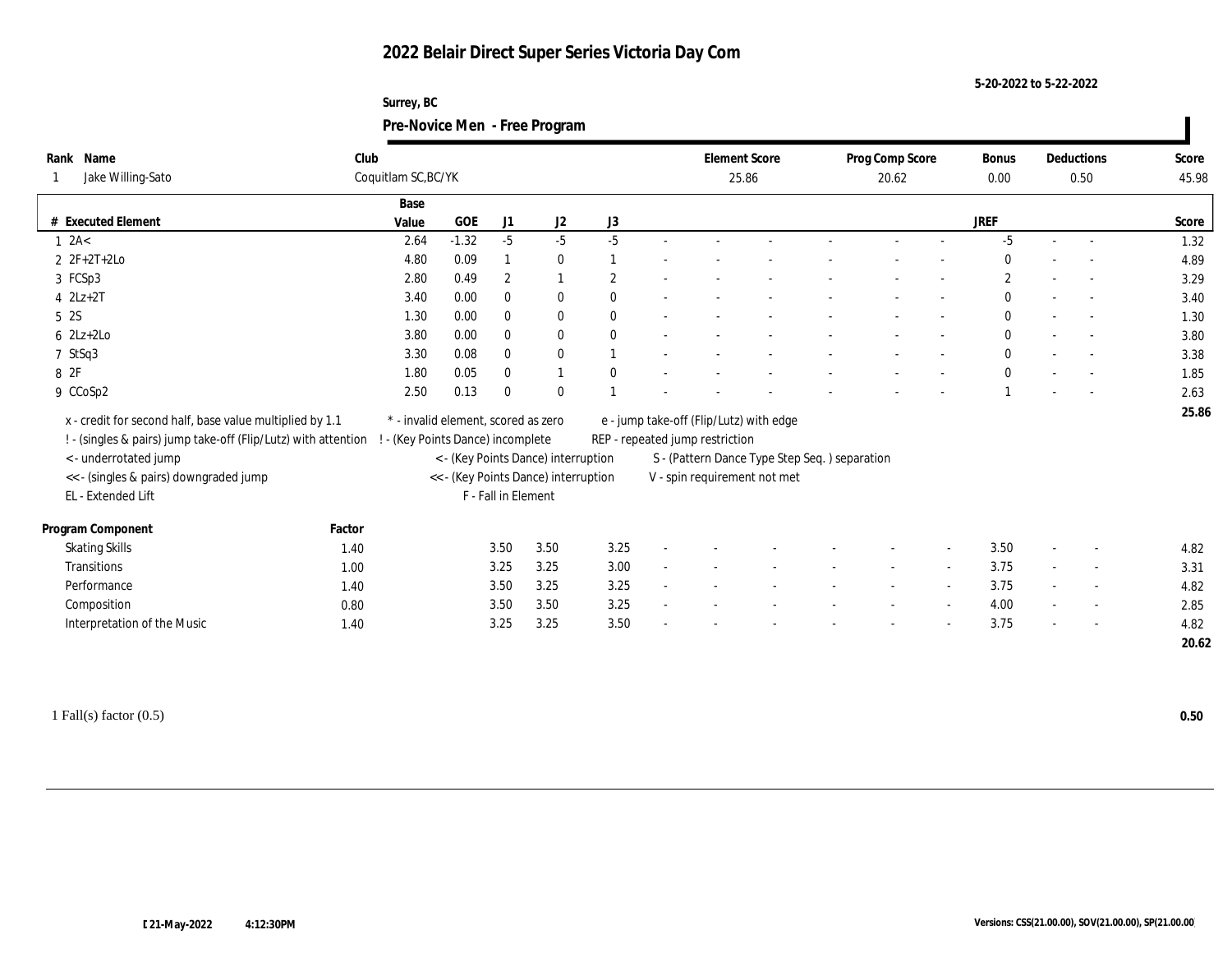# 2022 Belair Direct Super Series Victoria Day Com

5-20-2022 to 5-22-2022

Surrey, BC

## Pre-Novice Men - Free Program

| Rank | Name | Club | Element Score | Prog Comp Score | Bonus | Deductions | Score |
|---|---|---|---|---|---|---|---|
| 1 | Jake Willing-Sato | Coquitlam SC,BC/YK | 25.86 | 20.62 | 0.00 | 0.50 | 45.98 |

| # | Executed Element | Base Value | GOE | J1 | J2 | J3 | | | | | | | | | JREF | | | Score |
|---|---|---|---|---|---|---|---|---|---|---|---|---|---|---|---|---|---|---|
| 1 | 2A< | 2.64 | -1.32 | -5 | -5 | -5 | - | - | - | - | - | - | - | -5 | - | - | | 1.32 |
| 2 | 2F+2T+2Lo | 4.80 | 0.09 | 1 | 0 | 1 | - | - | - | - | - | - | - | 0 | - | - | | 4.89 |
| 3 | FCSp3 | 2.80 | 0.49 | 2 | 1 | 2 | - | - | - | - | - | - | - | 2 | - | - | | 3.29 |
| 4 | 2Lz+2T | 3.40 | 0.00 | 0 | 0 | 0 | - | - | - | - | - | - | - | 0 | - | - | | 3.40 |
| 5 | 2S | 1.30 | 0.00 | 0 | 0 | 0 | - | - | - | - | - | - | - | 0 | - | - | | 1.30 |
| 6 | 2Lz+2Lo | 3.80 | 0.00 | 0 | 0 | 0 | - | - | - | - | - | - | - | 0 | - | - | | 3.80 |
| 7 | StSq3 | 3.30 | 0.08 | 0 | 0 | 1 | - | - | - | - | - | - | - | 0 | - | - | | 3.38 |
| 8 | 2F | 1.80 | 0.05 | 0 | 1 | 0 | - | - | - | - | - | - | - | 0 | - | - | | 1.85 |
| 9 | CCoSp2 | 2.50 | 0.13 | 0 | 0 | 1 | - | - | - | - | - | - | - | 1 | - | - | | 2.63 |
| | | | | | | | | | | | | | | | | | | 25.86 |

x - credit for second half, base value multiplied by 1.1
! - (singles & pairs) jump take-off (Flip/Lutz) with attention
< - underrotated jump
<< - (singles & pairs) downgraded jump
EL - Extended Lift
* - invalid element, scored as zero
! - (Key Points Dance) incomplete
< - (Key Points Dance) interruption
<< - (Key Points Dance) interruption
F - Fall in Element
e - jump take-off (Flip/Lutz) with edge
REP - repeated jump restriction
S - (Pattern Dance Type Step Seq. ) separation
V - spin requirement not met

| Program Component | Factor | J1 | J2 | J3 | | | | | | | JREF | | | Score |
|---|---|---|---|---|---|---|---|---|---|---|---|---|---|---|
| Skating Skills | 1.40 | 3.50 | 3.50 | 3.25 | - | - | - | - | - | - | 3.50 | - | - | 4.82 |
| Transitions | 1.00 | 3.25 | 3.25 | 3.00 | - | - | - | - | - | - | 3.75 | - | - | 3.31 |
| Performance | 1.40 | 3.50 | 3.25 | 3.25 | - | - | - | - | - | - | 3.75 | - | - | 4.82 |
| Composition | 0.80 | 3.50 | 3.50 | 3.25 | - | - | - | - | - | - | 4.00 | - | - | 2.85 |
| Interpretation of the Music | 1.40 | 3.25 | 3.25 | 3.50 | - | - | - | - | - | - | 3.75 | - | - | 4.82 |
| | | | | | | | | | | | | | | 20.62 |

1 Fall(s) factor (0.5) **0.50**

21-May-2022 4:12:30PM

Versions: CSS(21.00.00), SOV(21.00.00), SP(21.00.00)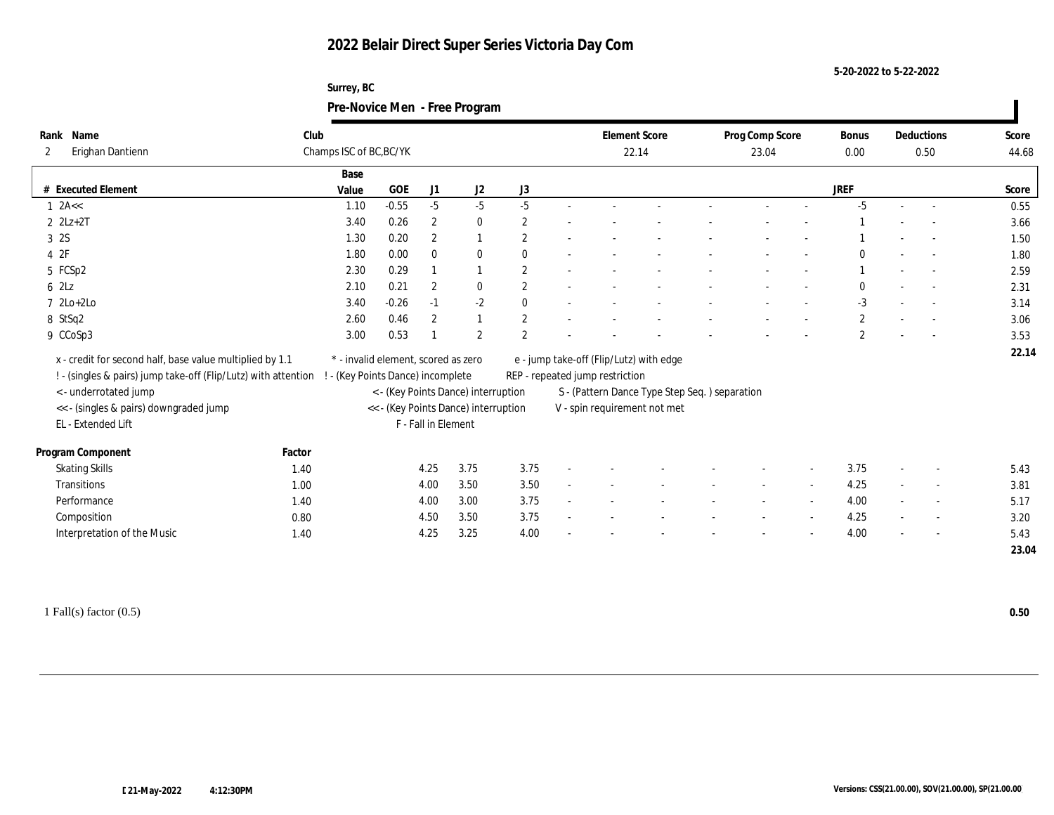# 2022 Belair Direct Super Series Victoria Day Com

5-20-2022 to 5-22-2022

Surrey, BC

## Pre-Novice Men - Free Program

| Rank | Name | Club | Element Score | Prog Comp Score | Bonus | Deductions | Score |
|---|---|---|---|---|---|---|---|
| 2 | Erighan Dantienn | Champs ISC of BC,BC/YK | 22.14 | 23.04 | 0.00 | 0.50 | 44.68 |

| # | Executed Element | Base Value | GOE | J1 | J2 | J3 | | | | | | | JREF | | | Score |
|---|---|---|---|---|---|---|---|---|---|---|---|---|---|---|---|---|
| 1 | 2A<< | 1.10 | -0.55 | -5 | -5 | -5 | - | - | - | - | - | - | -5 | - | - | 0.55 |
| 2 | 2Lz+2T | 3.40 | 0.26 | 2 | 0 | 2 | - | - | - | - | - | - | 1 | - | - | 3.66 |
| 3 | 2S | 1.30 | 0.20 | 2 | 1 | 2 | - | - | - | - | - | - | 1 | - | - | 1.50 |
| 4 | 2F | 1.80 | 0.00 | 0 | 0 | 0 | - | - | - | - | - | - | 0 | - | - | 1.80 |
| 5 | FCSp2 | 2.30 | 0.29 | 1 | 1 | 2 | - | - | - | - | - | - | 1 | - | - | 2.59 |
| 6 | 2Lz | 2.10 | 0.21 | 2 | 0 | 2 | - | - | - | - | - | - | 0 | - | - | 2.31 |
| 7 | 2Lo+2Lo | 3.40 | -0.26 | -1 | -2 | 0 | - | - | - | - | - | - | -3 | - | - | 3.14 |
| 8 | StSq2 | 2.60 | 0.46 | 2 | 1 | 2 | - | - | - | - | - | - | 2 | - | - | 3.06 |
| 9 | CCoSp3 | 3.00 | 0.53 | 1 | 2 | 2 | - | - | - | - | - | - | 2 | - | - | 3.53 |
| | | | | | | | | | | | | | | | | 22.14 |

x - credit for second half, base value multiplied by 1.1
! - (singles & pairs) jump take-off (Flip/Lutz) with attention
< - underrotated jump
<< - (singles & pairs) downgraded jump
EL - Extended Lift
\* - invalid element, scored as zero
! - (Key Points Dance) incomplete
< - (Key Points Dance) interruption
<< - (Key Points Dance) interruption
F - Fall in Element
e - jump take-off (Flip/Lutz) with edge
REP - repeated jump restriction
S - (Pattern Dance Type Step Seq. ) separation
V - spin requirement not met

| Program Component | Factor | J1 | J2 | J3 | | | | | | | JREF | | | Score |
|---|---|---|---|---|---|---|---|---|---|---|---|---|---|---|
| Skating Skills | 1.40 | 4.25 | 3.75 | 3.75 | - | - | - | - | - | - | 3.75 | - | - | 5.43 |
| Transitions | 1.00 | 4.00 | 3.50 | 3.50 | - | - | - | - | - | - | 4.25 | - | - | 3.81 |
| Performance | 1.40 | 4.00 | 3.00 | 3.75 | - | - | - | - | - | - | 4.00 | - | - | 5.17 |
| Composition | 0.80 | 4.50 | 3.50 | 3.75 | - | - | - | - | - | - | 4.25 | - | - | 3.20 |
| Interpretation of the Music | 1.40 | 4.25 | 3.25 | 4.00 | - | - | - | - | - | - | 4.00 | - | - | 5.43 |
| | | | | | | | | | | | | | | 23.04 |

1 Fall(s) factor (0.5) **0.50**

21-May-2022 4:12:30PM

Versions: CSS(21.00.00), SOV(21.00.00), SP(21.00.00)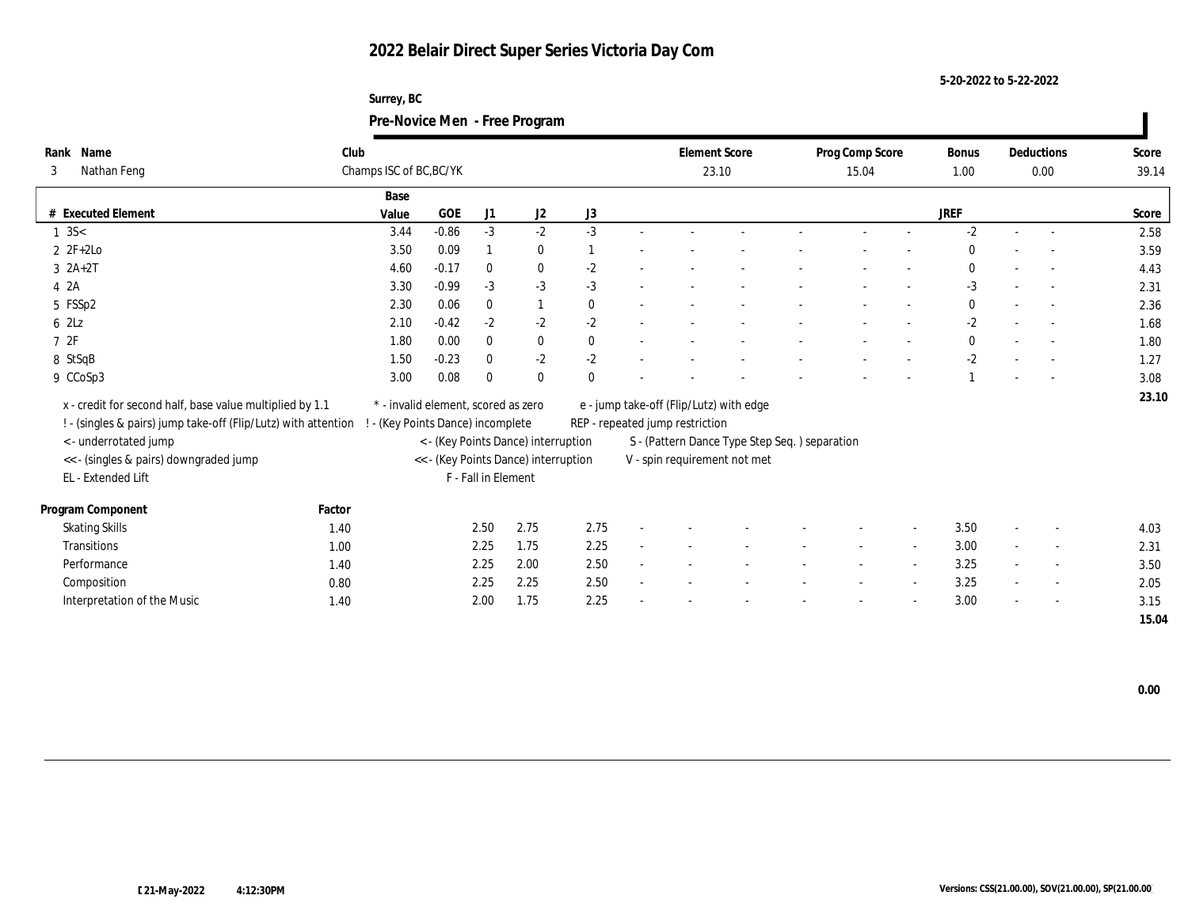# 2022 Belair Direct Super Series Victoria Day Com

5-20-2022 to 5-22-2022

Surrey, BC

**Pre-Novice Men - Free Program**

| Rank | Name | Club | Element Score | Prog Comp Score | Bonus | Deductions | Score |
|---|---|---|---|---|---|---|---|
| 3 | Nathan Feng | Champs ISC of BC,BC/YK | 23.10 | 15.04 | 1.00 | 0.00 | 39.14 |

| # | Executed Element | Base Value | GOE | J1 | J2 | J3 | | | | | | | | | JREF | | | Score |
|---|---|---|---|---|---|---|---|---|---|---|---|---|---|---|---|---|---|---|
| 1 | 3S< | 3.44 | -0.86 | -3 | -2 | -3 | - | - | - | - | - | - | - | - | -2 | - | - | 2.58 |
| 2 | 2F+2Lo | 3.50 | 0.09 | 1 | 0 | 1 | - | - | - | - | - | - | - | - | 0 | - | - | 3.59 |
| 3 | 2A+2T | 4.60 | -0.17 | 0 | 0 | -2 | - | - | - | - | - | - | - | - | 0 | - | - | 4.43 |
| 4 | 2A | 3.30 | -0.99 | -3 | -3 | -3 | - | - | - | - | - | - | - | - | -3 | - | - | 2.31 |
| 5 | FSSp2 | 2.30 | 0.06 | 0 | 1 | 0 | - | - | - | - | - | - | - | - | 0 | - | - | 2.36 |
| 6 | 2Lz | 2.10 | -0.42 | -2 | -2 | -2 | - | - | - | - | - | - | - | - | -2 | - | - | 1.68 |
| 7 | 2F | 1.80 | 0.00 | 0 | 0 | 0 | - | - | - | - | - | - | - | - | 0 | - | - | 1.80 |
| 8 | StSqB | 1.50 | -0.23 | 0 | -2 | -2 | - | - | - | - | - | - | - | - | -2 | - | - | 1.27 |
| 9 | CCoSp3 | 3.00 | 0.08 | 0 | 0 | 0 | - | - | - | - | - | - | - | - | 1 | - | - | 3.08 |
| | | | | | | | | | | | | | | | | | | 23.10 |

x - credit for second half, base value multiplied by 1.1
! - (singles & pairs) jump take-off (Flip/Lutz) with attention
< - underrotated jump
<< - (singles & pairs) downgraded jump
EL - Extended Lift
\* - invalid element, scored as zero
! - (Key Points Dance) incomplete
< - (Key Points Dance) interruption
<< - (Key Points Dance) interruption
F - Fall in Element
e - jump take-off (Flip/Lutz) with edge
REP - repeated jump restriction
S - (Pattern Dance Type Step Seq. ) separation
V - spin requirement not met

| Program Component | Factor | J1 | J2 | J3 | | | | | | | | | JREF | | | Score |
|---|---|---|---|---|---|---|---|---|---|---|---|---|---|---|---|---|
| Skating Skills | 1.40 | 2.50 | 2.75 | 2.75 | - | - | - | - | - | - | - | - | 3.50 | - | - | 4.03 |
| Transitions | 1.00 | 2.25 | 1.75 | 2.25 | - | - | - | - | - | - | - | - | 3.00 | - | - | 2.31 |
| Performance | 1.40 | 2.25 | 2.00 | 2.50 | - | - | - | - | - | - | - | - | 3.25 | - | - | 3.50 |
| Composition | 0.80 | 2.25 | 2.25 | 2.50 | - | - | - | - | - | - | - | - | 3.25 | - | - | 2.05 |
| Interpretation of the Music | 1.40 | 2.00 | 1.75 | 2.25 | - | - | - | - | - | - | - | - | 3.00 | - | - | 3.15 |
| | | | | | | | | | | | | | | | | 15.04 |

0.00

21-May-2022 4:12:30PM

Versions: CSS(21.00.00), SOV(21.00.00), SP(21.00.00)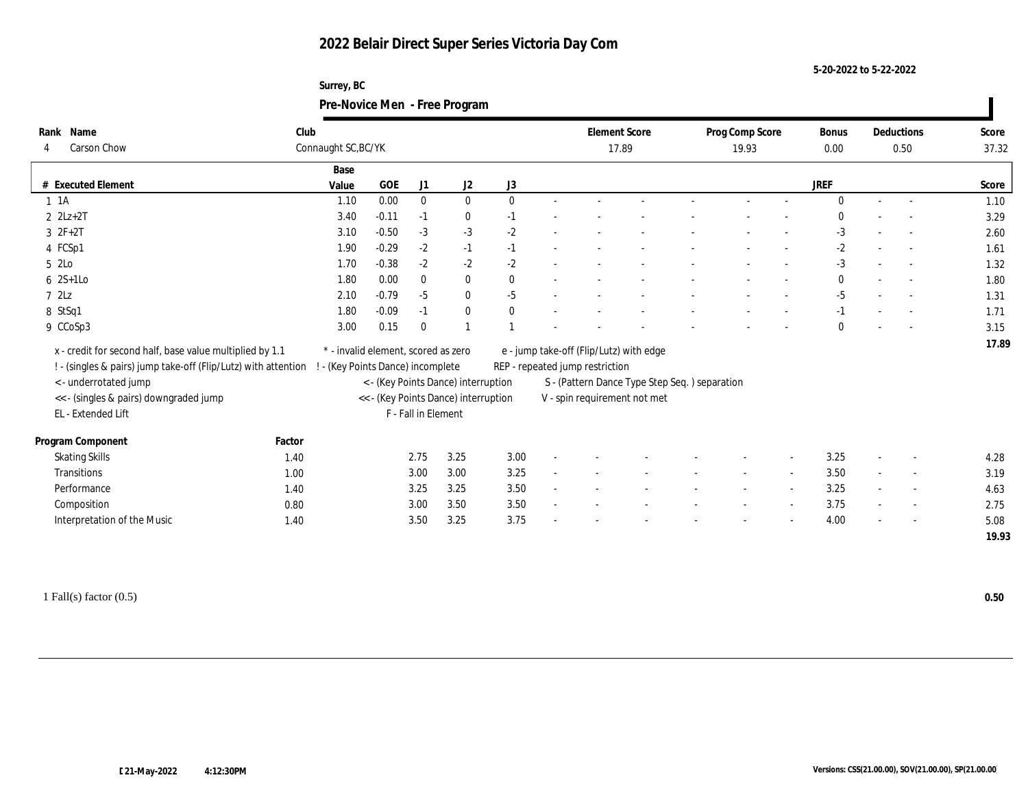# 2022 Belair Direct Super Series Victoria Day Com

5-20-2022 to 5-22-2022

Surrey, BC

## Pre-Novice Men - Free Program

| Rank | Name | Club | Element Score | Prog Comp Score | Bonus | Deductions | Score |
|---|---|---|---|---|---|---|---|
| 4 | Carson Chow | Connaught SC,BC/YK | 17.89 | 19.93 | 0.00 | 0.50 | 37.32 |

| # | Executed Element | Base Value | GOE | J1 | J2 | J3 | | | | | | | JREF | | | Score |
|---|---|---|---|---|---|---|---|---|---|---|---|---|---|---|---|---|
| 1 | 1A | 1.10 | 0.00 | 0 | 0 | 0 | - | - | - | - | - | - | 0 | - | - | 1.10 |
| 2 | 2Lz+2T | 3.40 | -0.11 | -1 | 0 | -1 | - | - | - | - | - | - | 0 | - | - | 3.29 |
| 3 | 2F+2T | 3.10 | -0.50 | -3 | -3 | -2 | - | - | - | - | - | - | -3 | - | - | 2.60 |
| 4 | FCSp1 | 1.90 | -0.29 | -2 | -1 | -1 | - | - | - | - | - | - | -2 | - | - | 1.61 |
| 5 | 2Lo | 1.70 | -0.38 | -2 | -2 | -2 | - | - | - | - | - | - | -3 | - | - | 1.32 |
| 6 | 2S+1Lo | 1.80 | 0.00 | 0 | 0 | 0 | - | - | - | - | - | - | 0 | - | - | 1.80 |
| 7 | 2Lz | 2.10 | -0.79 | -5 | 0 | -5 | - | - | - | - | - | - | -5 | - | - | 1.31 |
| 8 | StSq1 | 1.80 | -0.09 | -1 | 0 | 0 | - | - | - | - | - | - | -1 | - | - | 1.71 |
| 9 | CCoSp3 | 3.00 | 0.15 | 0 | 1 | 1 | - | - | - | - | - | - | 0 | - | - | 3.15 |
| | | | | | | | | | | | | | | | | 17.89 |

x - credit for second half, base value multiplied by 1.1
! - (singles & pairs) jump take-off (Flip/Lutz) with attention
< - underrotated jump
<< - (singles & pairs) downgraded jump
EL - Extended Lift
\* - invalid element, scored as zero
! - (Key Points Dance) incomplete
< - (Key Points Dance) interruption
<< - (Key Points Dance) interruption
F - Fall in Element
e - jump take-off (Flip/Lutz) with edge
REP - repeated jump restriction
S - (Pattern Dance Type Step Seq. ) separation
V - spin requirement not met

| Program Component | Factor | J1 | J2 | J3 | | | | | | | JREF | | | Score |
|---|---|---|---|---|---|---|---|---|---|---|---|---|---|---|
| Skating Skills | 1.40 | 2.75 | 3.25 | 3.00 | - | - | - | - | - | - | 3.25 | - | - | 4.28 |
| Transitions | 1.00 | 3.00 | 3.00 | 3.25 | - | - | - | - | - | - | 3.50 | - | - | 3.19 |
| Performance | 1.40 | 3.25 | 3.25 | 3.50 | - | - | - | - | - | - | 3.25 | - | - | 4.63 |
| Composition | 0.80 | 3.00 | 3.50 | 3.50 | - | - | - | - | - | - | 3.75 | - | - | 2.75 |
| Interpretation of the Music | 1.40 | 3.50 | 3.25 | 3.75 | - | - | - | - | - | - | 4.00 | - | - | 5.08 |
| | | | | | | | | | | | | | | 19.93 |

1 Fall(s) factor (0.5) **0.50**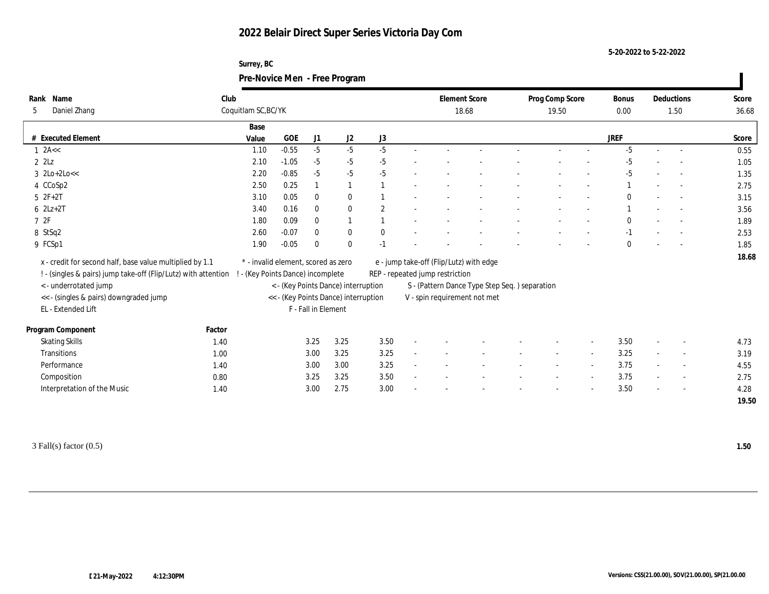# 2022 Belair Direct Super Series Victoria Day Com

5-20-2022 to 5-22-2022

Surrey, BC

## Pre-Novice Men - Free Program

| Rank | Name | Club | Element Score | Prog Comp Score | Bonus | Deductions | Score |
|---|---|---|---|---|---|---|---|
| 5 | Daniel Zhang | Coquitlam SC,BC/YK | 18.68 | 19.50 | 0.00 | 1.50 | 36.68 |

| # | Executed Element | Base Value | GOE | J1 | J2 | J3 | | | | | | | JREF | | | Score |
|---|---|---|---|---|---|---|---|---|---|---|---|---|---|---|---|---|
| 1 | 2A<< | 1.10 | -0.55 | -5 | -5 | -5 | - | - | - | - | - | - | -5 | - | - | 0.55 |
| 2 | 2Lz | 2.10 | -1.05 | -5 | -5 | -5 | - | - | - | - | - | - | -5 | - | - | 1.05 |
| 3 | 2Lo+2Lo<< | 2.20 | -0.85 | -5 | -5 | -5 | - | - | - | - | - | - | -5 | - | - | 1.35 |
| 4 | CCoSp2 | 2.50 | 0.25 | 1 | 1 | 1 | - | - | - | - | - | - | 1 | - | - | 2.75 |
| 5 | 2F+2T | 3.10 | 0.05 | 0 | 0 | 1 | - | - | - | - | - | - | 0 | - | - | 3.15 |
| 6 | 2Lz+2T | 3.40 | 0.16 | 0 | 0 | 2 | - | - | - | - | - | - | 1 | - | - | 3.56 |
| 7 | 2F | 1.80 | 0.09 | 0 | 1 | 1 | - | - | - | - | - | - | 0 | - | - | 1.89 |
| 8 | StSq2 | 2.60 | -0.07 | 0 | 0 | 0 | - | - | - | - | - | - | -1 | - | - | 2.53 |
| 9 | FCSp1 | 1.90 | -0.05 | 0 | 0 | -1 | - | - | - | - | - | - | 0 | - | - | 1.85 |
| | | | | | | | | | | | | | | | | 18.68 |

x - credit for second half, base value multiplied by 1.1
! - (singles & pairs) jump take-off (Flip/Lutz) with attention
< - underrotated jump
<< - (singles & pairs) downgraded jump
EL - Extended Lift
* - invalid element, scored as zero
! - (Key Points Dance) incomplete
< - (Key Points Dance) interruption
<< - (Key Points Dance) interruption
F - Fall in Element
e - jump take-off (Flip/Lutz) with edge
REP - repeated jump restriction
S - (Pattern Dance Type Step Seq. ) separation
V - spin requirement not met

| Program Component | Factor | J1 | J2 | J3 | | | | | | | JREF | | | Score |
|---|---|---|---|---|---|---|---|---|---|---|---|---|---|---|
| Skating Skills | 1.40 | 3.25 | 3.25 | 3.50 | - | - | - | - | - | - | 3.50 | - | - | 4.73 |
| Transitions | 1.00 | 3.00 | 3.25 | 3.25 | - | - | - | - | - | - | 3.25 | - | - | 3.19 |
| Performance | 1.40 | 3.00 | 3.00 | 3.25 | - | - | - | - | - | - | 3.75 | - | - | 4.55 |
| Composition | 0.80 | 3.25 | 3.25 | 3.50 | - | - | - | - | - | - | 3.75 | - | - | 2.75 |
| Interpretation of the Music | 1.40 | 3.00 | 2.75 | 3.00 | - | - | - | - | - | - | 3.50 | - | - | 4.28 |
| | | | | | | | | | | | | | | 19.50 |

3 Fall(s) factor (0.5) **1.50**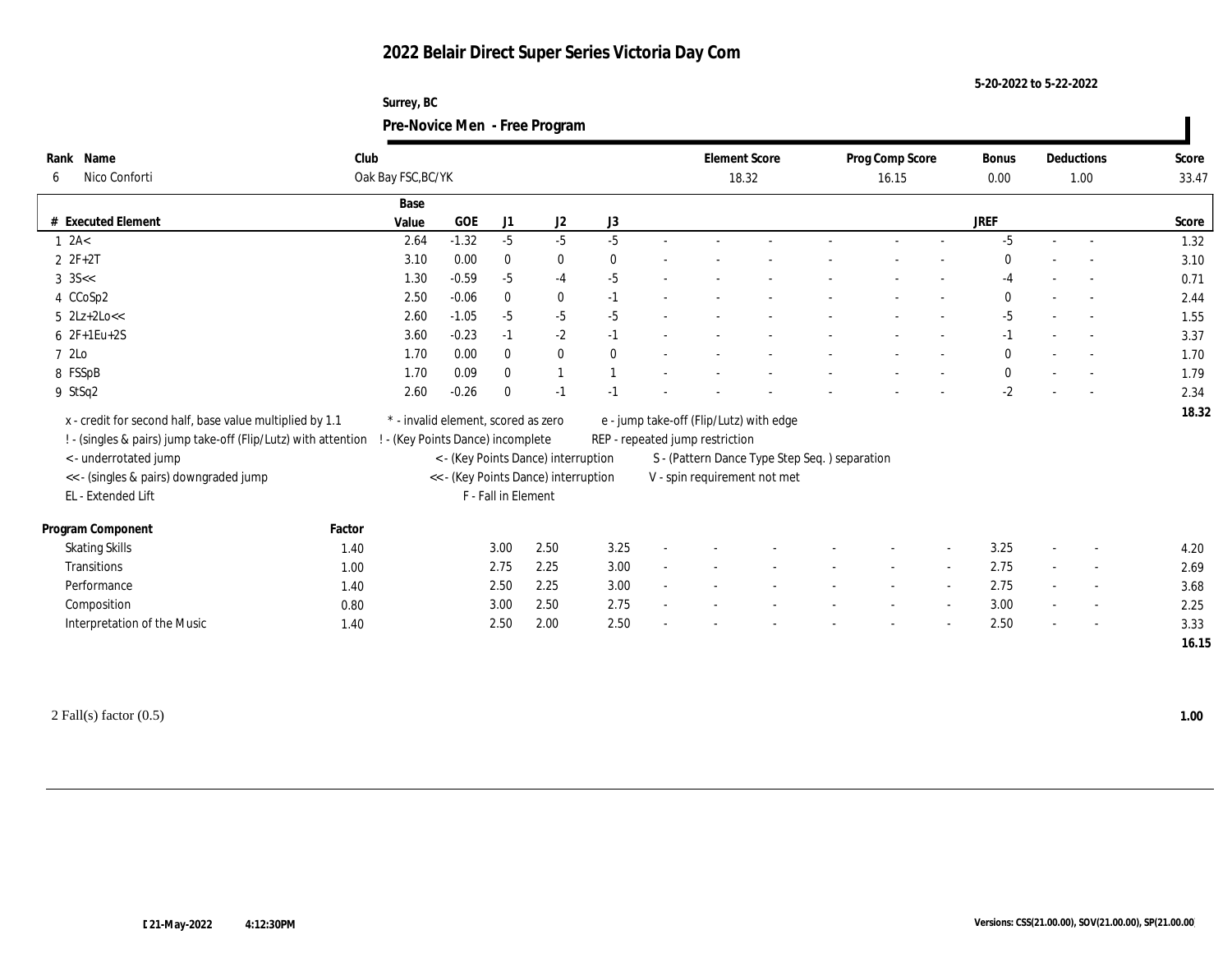# 2022 Belair Direct Super Series Victoria Day Com

5-20-2022 to 5-22-2022

Surrey, BC

## Pre-Novice Men - Free Program

| Rank | Name | Club | Element Score | Prog Comp Score | Bonus | Deductions | Score |
|---|---|---|---|---|---|---|---|
| 6 | Nico Conforti | Oak Bay FSC,BC/YK | 18.32 | 16.15 | 0.00 | 1.00 | 33.47 |

| # | Executed Element | Base Value | GOE | J1 | J2 | J3 | | | | | | | JREF | | | Score |
|---|---|---|---|---|---|---|---|---|---|---|---|---|---|---|---|---|
| 1 | 2A< | 2.64 | -1.32 | -5 | -5 | -5 | - | - | - | - | - | - | -5 | - | - | 1.32 |
| 2 | 2F+2T | 3.10 | 0.00 | 0 | 0 | 0 | - | - | - | - | - | - | 0 | - | - | 3.10 |
| 3 | 3S<< | 1.30 | -0.59 | -5 | -4 | -5 | - | - | - | - | - | - | -4 | - | - | 0.71 |
| 4 | CCoSp2 | 2.50 | -0.06 | 0 | 0 | -1 | - | - | - | - | - | - | 0 | - | - | 2.44 |
| 5 | 2Lz+2Lo<< | 2.60 | -1.05 | -5 | -5 | -5 | - | - | - | - | - | - | -5 | - | - | 1.55 |
| 6 | 2F+1Eu+2S | 3.60 | -0.23 | -1 | -2 | -1 | - | - | - | - | - | - | -1 | - | - | 3.37 |
| 7 | 2Lo | 1.70 | 0.00 | 0 | 0 | 0 | - | - | - | - | - | - | 0 | - | - | 1.70 |
| 8 | FSSpB | 1.70 | 0.09 | 0 | 1 | 1 | - | - | - | - | - | - | 0 | - | - | 1.79 |
| 9 | StSq2 | 2.60 | -0.26 | 0 | -1 | -1 | - | - | - | - | - | - | -2 | - | - | 2.34 |
| | | | | | | | | | | | | | | | | 18.32 |

x - credit for second half, base value multiplied by 1.1
! - (singles & pairs) jump take-off (Flip/Lutz) with attention
< - underrotated jump
<< - (singles & pairs) downgraded jump
EL - Extended Lift
* - invalid element, scored as zero
! - (Key Points Dance) incomplete
< - (Key Points Dance) interruption
<< - (Key Points Dance) interruption
F - Fall in Element
e - jump take-off (Flip/Lutz) with edge
REP - repeated jump restriction
S - (Pattern Dance Type Step Seq. ) separation
V - spin requirement not met

| Program Component | Factor | J1 | J2 | J3 | | | | | | | JREF | | | Score |
|---|---|---|---|---|---|---|---|---|---|---|---|---|---|---|
| Skating Skills | 1.40 | 3.00 | 2.50 | 3.25 | - | - | - | - | - | - | 3.25 | - | - | 4.20 |
| Transitions | 1.00 | 2.75 | 2.25 | 3.00 | - | - | - | - | - | - | 2.75 | - | - | 2.69 |
| Performance | 1.40 | 2.50 | 2.25 | 3.00 | - | - | - | - | - | - | 2.75 | - | - | 3.68 |
| Composition | 0.80 | 3.00 | 2.50 | 2.75 | - | - | - | - | - | - | 3.00 | - | - | 2.25 |
| Interpretation of the Music | 1.40 | 2.50 | 2.00 | 2.50 | - | - | - | - | - | - | 2.50 | - | - | 3.33 |
| | | | | | | | | | | | | | | 16.15 |

2 Fall(s) factor (0.5) **1.00**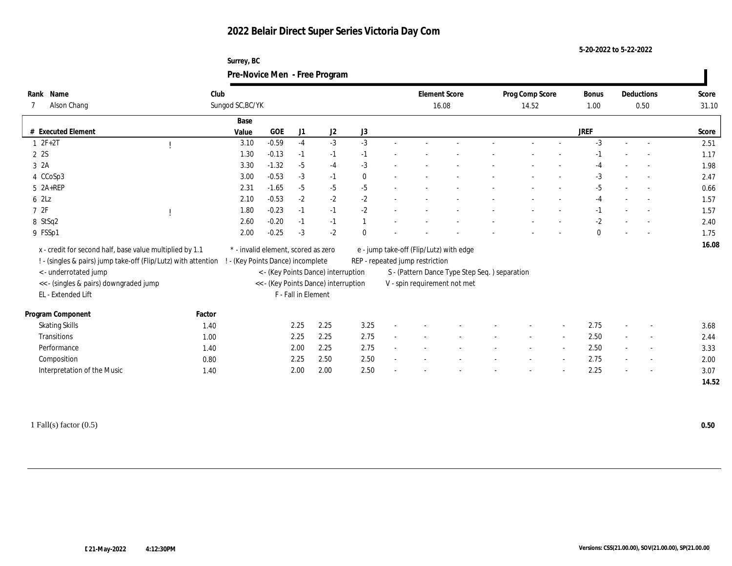# 2022 Belair Direct Super Series Victoria Day Com

5-20-2022 to 5-22-2022

Surrey, BC

## Pre-Novice Men - Free Program

| Rank | Name | Club | Element Score | Prog Comp Score | Bonus | Deductions | Score |
|---|---|---|---|---|---|---|---|
| 7 | Alson Chang | Sungod SC,BC/YK | 16.08 | 14.52 | 1.00 | 0.50 | 31.10 |

| # | Executed Element | | Base Value | GOE | J1 | J2 | J3 | JREF | Score |
|---|---|---|---|---|---|---|---|---|---|
| 1 | 2F+2T | ! | 3.10 | -0.59 | -4 | -3 | -3 | -3 | 2.51 |
| 2 | 2S | | 1.30 | -0.13 | -1 | -1 | -1 | -1 | 1.17 |
| 3 | 2A | | 3.30 | -1.32 | -5 | -4 | -3 | -4 | 1.98 |
| 4 | CCoSp3 | | 3.00 | -0.53 | -3 | -1 | 0 | -3 | 2.47 |
| 5 | 2A+REP | | 2.31 | -1.65 | -5 | -5 | -5 | -5 | 0.66 |
| 6 | 2Lz | | 2.10 | -0.53 | -2 | -2 | -2 | -4 | 1.57 |
| 7 | 2F | ! | 1.80 | -0.23 | -1 | -1 | -2 | -1 | 1.57 |
| 8 | StSq2 | | 2.60 | -0.20 | -1 | -1 | 1 | -2 | 2.40 |
| 9 | FSSp1 | | 2.00 | -0.25 | -3 | -2 | 0 | 0 | 1.75 |
| | | | | | | | | | 16.08 |

x - credit for second half, base value multiplied by 1.1
! - (singles & pairs) jump take-off (Flip/Lutz) with attention
< - underrotated jump
<< - (singles & pairs) downgraded jump
EL - Extended Lift

* - invalid element, scored as zero
! - (Key Points Dance) incomplete
< - (Key Points Dance) interruption
<< - (Key Points Dance) interruption
F - Fall in Element

e - jump take-off (Flip/Lutz) with edge
REP - repeated jump restriction
S - (Pattern Dance Type Step Seq. ) separation
V - spin requirement not met

| Program Component | Factor | J1 | J2 | J3 | JREF | Score |
|---|---|---|---|---|---|---|
| Skating Skills | 1.40 | 2.25 | 2.25 | 3.25 | 2.75 | 3.68 |
| Transitions | 1.00 | 2.25 | 2.25 | 2.75 | 2.50 | 2.44 |
| Performance | 1.40 | 2.00 | 2.25 | 2.75 | 2.50 | 3.33 |
| Composition | 0.80 | 2.25 | 2.50 | 2.50 | 2.75 | 2.00 |
| Interpretation of the Music | 1.40 | 2.00 | 2.00 | 2.50 | 2.25 | 3.07 |
| | | | | | | 14.52 |

1 Fall(s) factor (0.5) **0.50**

21-May-2022 4:12:30PM

Versions: CSS(21.00.00), SOV(21.00.00), SP(21.00.00)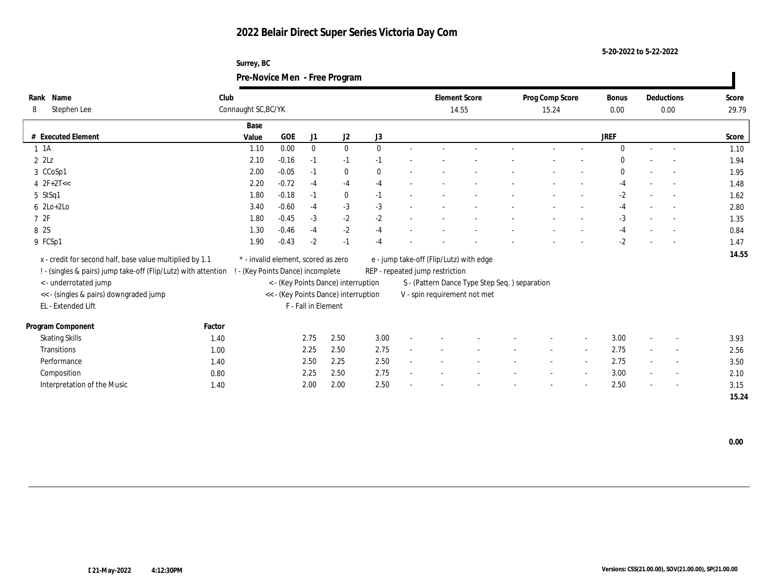# 2022 Belair Direct Super Series Victoria Day Com

5-20-2022 to 5-22-2022

Surrey, BC

## Pre-Novice Men - Free Program

| Rank | Name | Club | Element Score | Prog Comp Score | Bonus | Deductions | Score |
|---|---|---|---|---|---|---|---|
| 8 | Stephen Lee | Connaught SC,BC/YK | 14.55 | 15.24 | 0.00 | 0.00 | 29.79 |

| # | Executed Element | Base Value | GOE | J1 | J2 | J3 | | | | | | | | | JREF | | | Score |
|---|---|---|---|---|---|---|---|---|---|---|---|---|---|---|---|---|---|---|
| 1 | 1A | 1.10 | 0.00 | 0 | 0 | 0 | - | - | - | - | - | - | - | - | 0 | - | - | 1.10 |
| 2 | 2Lz | 2.10 | -0.16 | -1 | -1 | -1 | - | - | - | - | - | - | - | - | 0 | - | - | 1.94 |
| 3 | CCoSp1 | 2.00 | -0.05 | -1 | 0 | 0 | - | - | - | - | - | - | - | - | 0 | - | - | 1.95 |
| 4 | 2F+2T<< | 2.20 | -0.72 | -4 | -4 | -4 | - | - | - | - | - | - | - | - | -4 | - | - | 1.48 |
| 5 | StSq1 | 1.80 | -0.18 | -1 | 0 | -1 | - | - | - | - | - | - | - | - | -2 | - | - | 1.62 |
| 6 | 2Lo+2Lo | 3.40 | -0.60 | -4 | -3 | -3 | - | - | - | - | - | - | - | - | -4 | - | - | 2.80 |
| 7 | 2F | 1.80 | -0.45 | -3 | -2 | -2 | - | - | - | - | - | - | - | - | -3 | - | - | 1.35 |
| 8 | 2S | 1.30 | -0.46 | -4 | -2 | -4 | - | - | - | - | - | - | - | - | -4 | - | - | 0.84 |
| 9 | FCSp1 | 1.90 | -0.43 | -2 | -1 | -4 | - | - | - | - | - | - | - | - | -2 | - | - | 1.47 |
| | | | | | | | | | | | | | | | | | | 14.55 |

x - credit for second half, base value multiplied by 1.1
! - (singles & pairs) jump take-off (Flip/Lutz) with attention
< - underrotated jump
<< - (singles & pairs) downgraded jump
EL - Extended Lift
* - invalid element, scored as zero
! - (Key Points Dance) incomplete
< - (Key Points Dance) interruption
<< - (Key Points Dance) interruption
F - Fall in Element
e - jump take-off (Flip/Lutz) with edge
REP - repeated jump restriction
S - (Pattern Dance Type Step Seq. ) separation
V - spin requirement not met

| Program Component | Factor | J1 | J2 | J3 | | | | | | | | | JREF | | | Score |
|---|---|---|---|---|---|---|---|---|---|---|---|---|---|---|---|---|
| Skating Skills | 1.40 | 2.75 | 2.50 | 3.00 | - | - | - | - | - | - | - | - | 3.00 | - | - | 3.93 |
| Transitions | 1.00 | 2.25 | 2.50 | 2.75 | - | - | - | - | - | - | - | - | 2.75 | - | - | 2.56 |
| Performance | 1.40 | 2.50 | 2.25 | 2.50 | - | - | - | - | - | - | - | - | 2.75 | - | - | 3.50 |
| Composition | 0.80 | 2.25 | 2.50 | 2.75 | - | - | - | - | - | - | - | - | 3.00 | - | - | 2.10 |
| Interpretation of the Music | 1.40 | 2.00 | 2.00 | 2.50 | - | - | - | - | - | - | - | - | 2.50 | - | - | 3.15 |
| | | | | | | | | | | | | | | | | 15.24 |

0.00

21-May-2022 4:12:30PM

Versions: CSS(21.00.00), SOV(21.00.00), SP(21.00.00)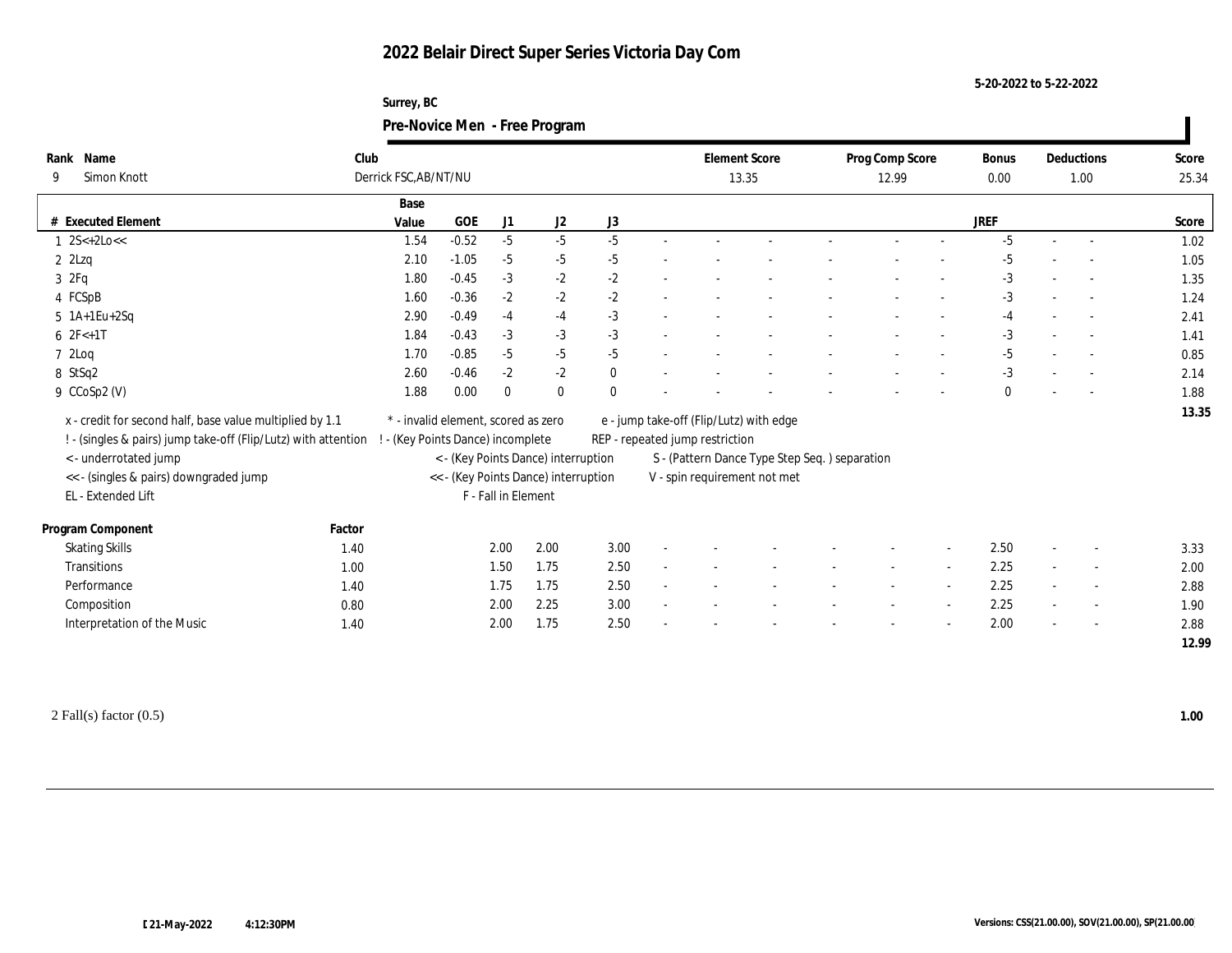# 2022 Belair Direct Super Series Victoria Day Com

5-20-2022 to 5-22-2022

Surrey, BC

**Pre-Novice Men - Free Program**

| Rank | Name | Club | Element Score | Prog Comp Score | Bonus | Deductions | Score |
|---|---|---|---|---|---|---|---|
| 9 | Simon Knott | Derrick FSC,AB/NT/NU | 13.35 | 12.99 | 0.00 | 1.00 | 25.34 |

| # | Executed Element | Base Value | GOE | J1 | J2 | J3 | | | | | | | JREF | | | Score |
|---|---|---|---|---|---|---|---|---|---|---|---|---|---|---|---|---|
| 1 | 2S<+2Lo<< | 1.54 | -0.52 | -5 | -5 | -5 | - | - | - | - | - | - | -5 | - | - | 1.02 |
| 2 | 2Lzq | 2.10 | -1.05 | -5 | -5 | -5 | - | - | - | - | - | - | -5 | - | - | 1.05 |
| 3 | 2Fq | 1.80 | -0.45 | -3 | -2 | -2 | - | - | - | - | - | - | -3 | - | - | 1.35 |
| 4 | FCSpB | 1.60 | -0.36 | -2 | -2 | -2 | - | - | - | - | - | - | -3 | - | - | 1.24 |
| 5 | 1A+1Eu+2Sq | 2.90 | -0.49 | -4 | -4 | -3 | - | - | - | - | - | - | -4 | - | - | 2.41 |
| 6 | 2F<+1T | 1.84 | -0.43 | -3 | -3 | -3 | - | - | - | - | - | - | -3 | - | - | 1.41 |
| 7 | 2Loq | 1.70 | -0.85 | -5 | -5 | -5 | - | - | - | - | - | - | -5 | - | - | 0.85 |
| 8 | StSq2 | 2.60 | -0.46 | -2 | -2 | 0 | - | - | - | - | - | - | -3 | - | - | 2.14 |
| 9 | CCoSp2 (V) | 1.88 | 0.00 | 0 | 0 | 0 | - | - | - | - | - | - | 0 | - | - | 1.88 |
| | | | | | | | | | | | | | | | | 13.35 |

x - credit for second half, base value multiplied by 1.1
! - (singles & pairs) jump take-off (Flip/Lutz) with attention
< - underrotated jump
<< - (singles & pairs) downgraded jump
EL - Extended Lift
* - invalid element, scored as zero
! - (Key Points Dance) incomplete
< - (Key Points Dance) interruption
<< - (Key Points Dance) interruption
F - Fall in Element
e - jump take-off (Flip/Lutz) with edge
REP - repeated jump restriction
S - (Pattern Dance Type Step Seq. ) separation
V - spin requirement not met

| Program Component | Factor | J1 | J2 | J3 | | | | | | | JREF | | | Score |
|---|---|---|---|---|---|---|---|---|---|---|---|---|---|---|
| Skating Skills | 1.40 | 2.00 | 2.00 | 3.00 | - | - | - | - | - | - | 2.50 | - | - | 3.33 |
| Transitions | 1.00 | 1.50 | 1.75 | 2.50 | - | - | - | - | - | - | 2.25 | - | - | 2.00 |
| Performance | 1.40 | 1.75 | 1.75 | 2.50 | - | - | - | - | - | - | 2.25 | - | - | 2.88 |
| Composition | 0.80 | 2.00 | 2.25 | 3.00 | - | - | - | - | - | - | 2.25 | - | - | 1.90 |
| Interpretation of the Music | 1.40 | 2.00 | 1.75 | 2.50 | - | - | - | - | - | - | 2.00 | - | - | 2.88 |
| | | | | | | | | | | | | | | 12.99 |

2 Fall(s) factor (0.5) **1.00**

21-May-2022 4:12:30PM

Versions: CSS(21.00.00), SOV(21.00.00), SP(21.00.00)